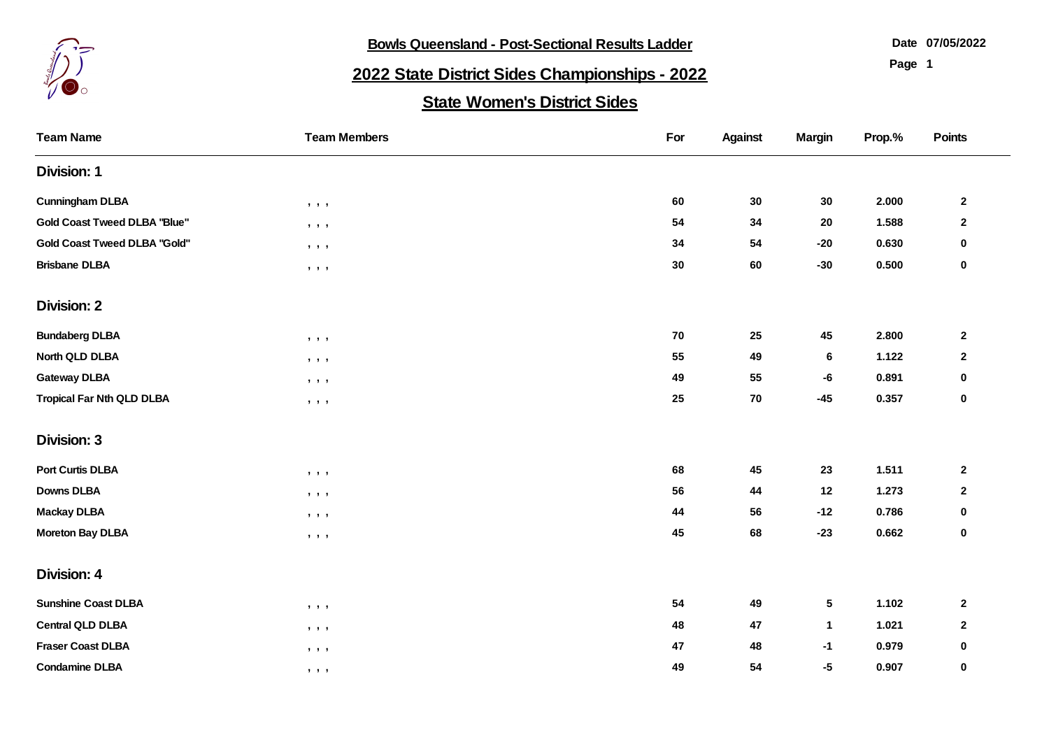**Bowls Queensland - Post-Sectional Results Ladder**

Date 07/05/2022

# 2022 State District Sides Championships - 2022

## State Women's District Sides

| Team Name | Team Members | For | Against | Margin | Prop.% | Points |
|---|---|---|---|---|---|---|
| **Division: 1** | | | | | | |
| Cunningham DLBA | , , , | 60 | 30 | 30 | 2.000 | 2 |
| Gold Coast Tweed DLBA "Blue" | , , , | 54 | 34 | 20 | 1.588 | 2 |
| Gold Coast Tweed DLBA "Gold" | , , , | 34 | 54 | -20 | 0.630 | 0 |
| Brisbane DLBA | , , , | 30 | 60 | -30 | 0.500 | 0 |
| **Division: 2** | | | | | | |
| Bundaberg DLBA | , , , | 70 | 25 | 45 | 2.800 | 2 |
| North QLD DLBA | , , , | 55 | 49 | 6 | 1.122 | 2 |
| Gateway DLBA | , , , | 49 | 55 | -6 | 0.891 | 0 |
| Tropical Far Nth QLD DLBA | , , , | 25 | 70 | -45 | 0.357 | 0 |
| **Division: 3** | | | | | | |
| Port Curtis DLBA | , , , | 68 | 45 | 23 | 1.511 | 2 |
| Downs DLBA | , , , | 56 | 44 | 12 | 1.273 | 2 |
| Mackay DLBA | , , , | 44 | 56 | -12 | 0.786 | 0 |
| Moreton Bay DLBA | , , , | 45 | 68 | -23 | 0.662 | 0 |
| **Division: 4** | | | | | | |
| Sunshine Coast DLBA | , , , | 54 | 49 | 5 | 1.102 | 2 |
| Central QLD DLBA | , , , | 48 | 47 | 1 | 1.021 | 2 |
| Fraser Coast DLBA | , , , | 47 | 48 | -1 | 0.979 | 0 |
| Condamine DLBA | , , , | 49 | 54 | -5 | 0.907 | 0 |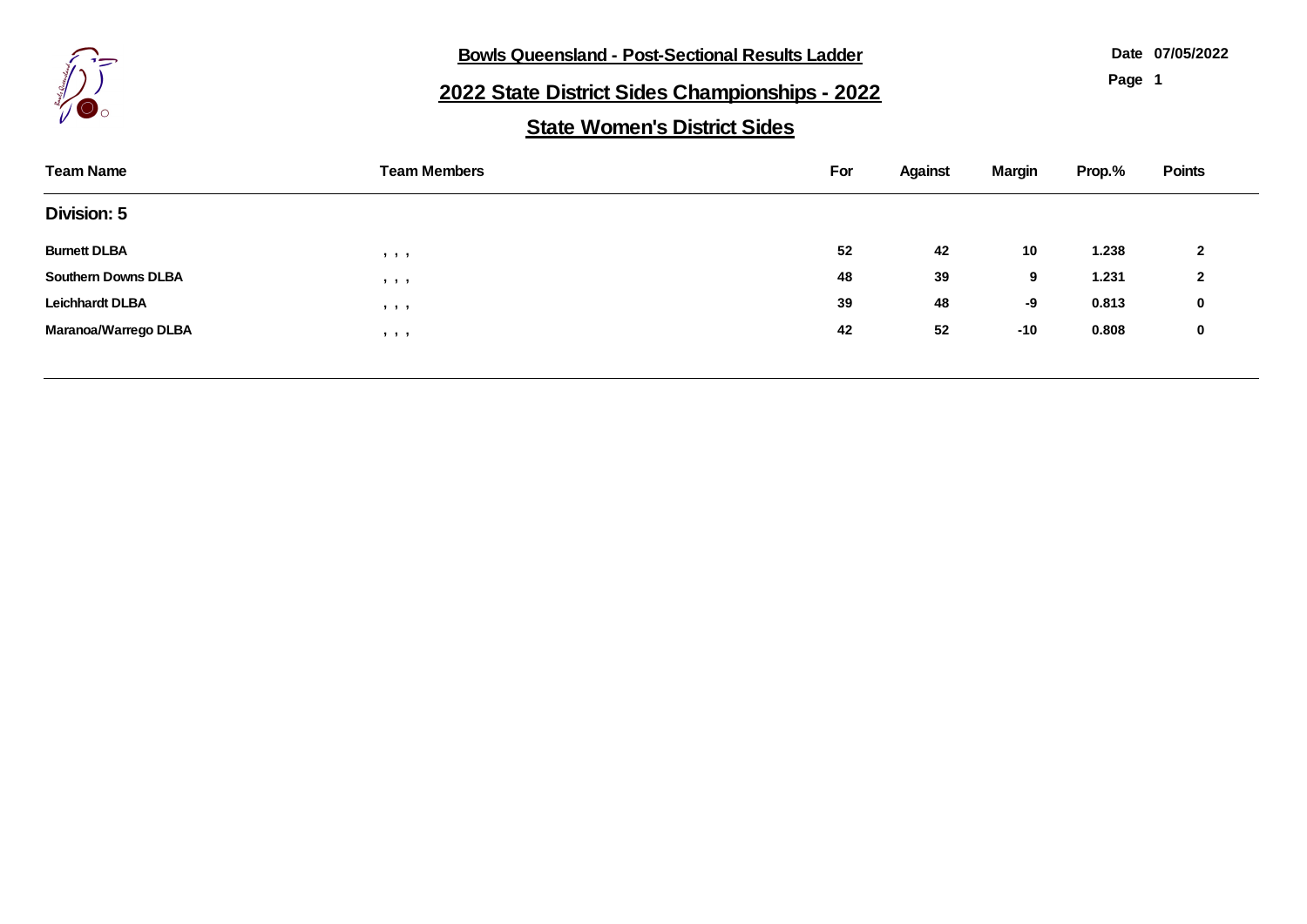**Bowls Queensland - Post-Sectional Results Ladder**

Date 07/05/2022

Page 1

## 2022 State District Sides Championships - 2022

## State Women's District Sides

| Team Name | Team Members | For | Against | Margin | Prop.% | Points |
|---|---|---|---|---|---|---|
| **Division: 5** | | | | | | |
| **Burnett DLBA** | , , , | 52 | 42 | 10 | 1.238 | 2 |
| **Southern Downs DLBA** | , , , | 48 | 39 | 9 | 1.231 | 2 |
| **Leichhardt DLBA** | , , , | 39 | 48 | -9 | 0.813 | 0 |
| **Maranoa/Warrego DLBA** | , , , | 42 | 52 | -10 | 0.808 | 0 |